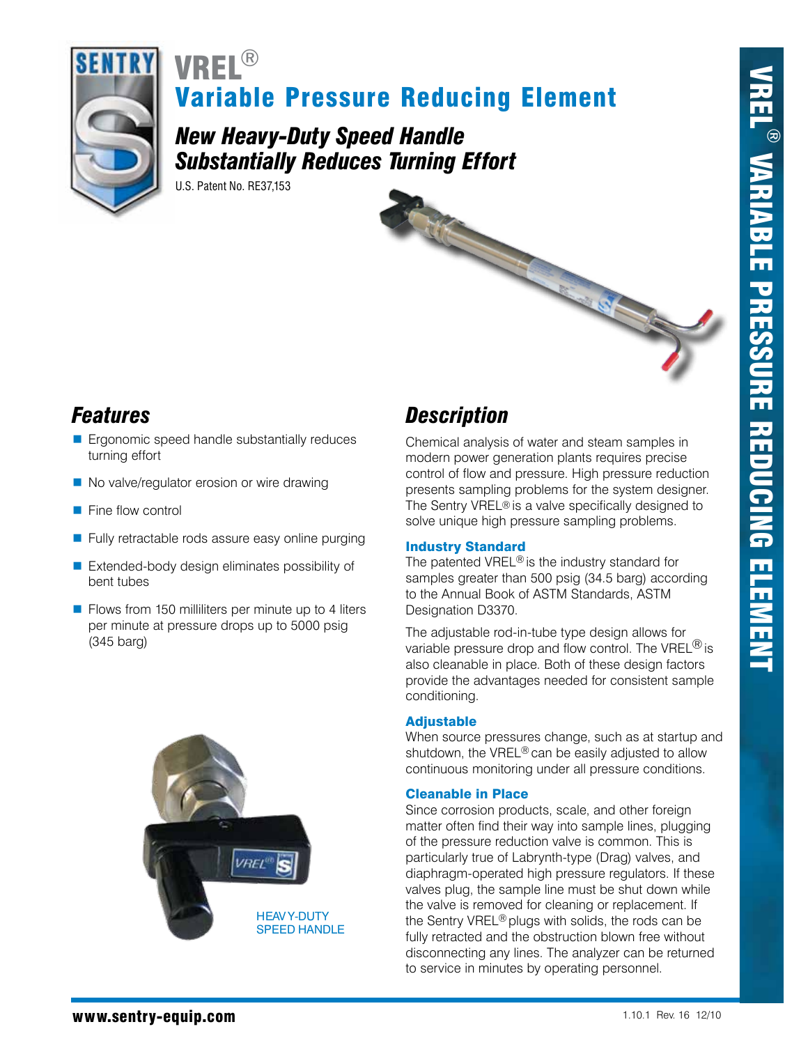# VREL®

## Variable Pressure Reducing Element

### *New Heavy-Duty Speed Handle Substantially Reduces Turning Effort*

U.S. Patent No. RE37,153

## *Features*

- Ergonomic speed handle substantially reduces turning effort
- No valve/regulator erosion or wire drawing
- Fine flow control
- Fully retractable rods assure easy online purging
- Extended-body design eliminates possibility of bent tubes
- Flows from 150 milliliters per minute up to 4 liters per minute at pressure drops up to 5000 psig (345 barg)

HEAVY-DUTY SPEED HANDLE

## *Description*

Chemical analysis of water and steam samples in modern power generation plants requires precise control of flow and pressure. High pressure reduction presents sampling problems for the system designer. The Sentry VREL® is a valve specifically designed to solve unique high pressure sampling problems.

### Industry Standard

The patented VREL® is the industry standard for samples greater than 500 psig (34.5 barg) according to the Annual Book of ASTM Standards, ASTM Designation D3370.

The adjustable rod-in-tube type design allows for variable pressure drop and flow control. The VREL® is also cleanable in place. Both of these design factors provide the advantages needed for consistent sample conditioning.

### Adjustable

When source pressures change, such as at startup and shutdown, the VREL® can be easily adjusted to allow continuous monitoring under all pressure conditions.

### Cleanable in Place

Since corrosion products, scale, and other foreign matter often find their way into sample lines, plugging of the pressure reduction valve is common. This is particularly true of Labrynth-type (Drag) valves, and diaphragm-operated high pressure regulators. If these valves plug, the sample line must be shut down while the valve is removed for cleaning or replacement. If the Sentry VREL® plugs with solids, the rods can be fully retracted and the obstruction blown free without disconnecting any lines. The analyzer can be returned to service in minutes by operating personnel.

www.sentry-equip.com

1.10.1 Rev. 16 12/10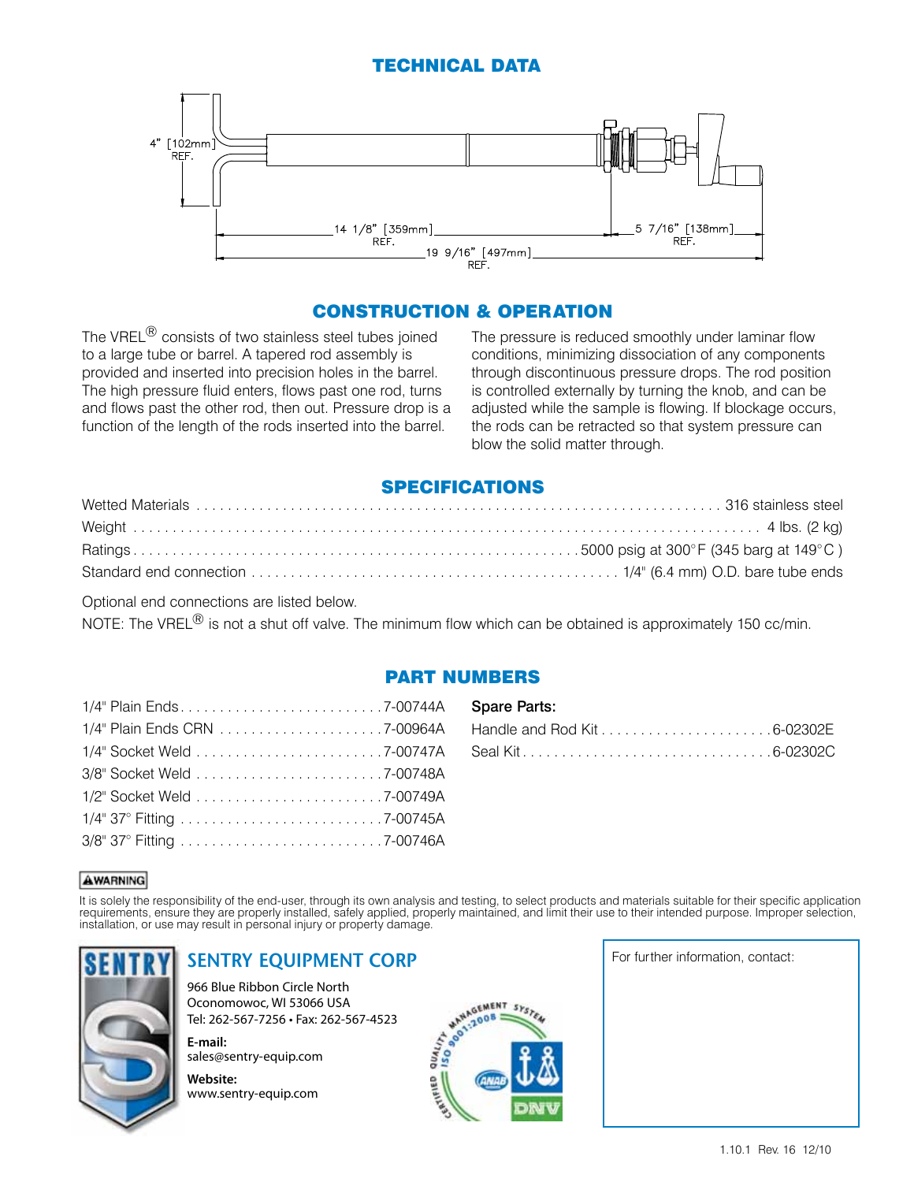## TECHNICAL DATA

4" [102mm]
REF.

14 1/8" [359mm]
REF.

5 7/16" [138mm]
REF.

19 9/16" [497mm]
REF.

## CONSTRUCTION & OPERATION

The VREL® consists of two stainless steel tubes joined to a large tube or barrel. A tapered rod assembly is provided and inserted into precision holes in the barrel. The high pressure fluid enters, flows past one rod, turns and flows past the other rod, then out. Pressure drop is a function of the length of the rods inserted into the barrel.

The pressure is reduced smoothly under laminar flow conditions, minimizing dissociation of any components through discontinuous pressure drops. The rod position is controlled externally by turning the knob, and can be adjusted while the sample is flowing. If blockage occurs, the rods can be retracted so that system pressure can blow the solid matter through.

## SPECIFICATIONS

Wetted Materials . . . . . . . . . . . . . . . . . . . . 316 stainless steel

Weight . . . . . . . . . . . . . . . . . . . . 4 lbs. (2 kg)

Ratings . . . . . . . . . . . . . . . . . . . . 5000 psig at 300°F (345 barg at 149°C )

Standard end connection . . . . . . . . . . . . . . . . . . . . 1/4" (6.4 mm) O.D. bare tube ends

Optional end connections are listed below.

NOTE: The VREL® is not a shut off valve. The minimum flow which can be obtained is approximately 150 cc/min.

## PART NUMBERS

1/4" Plain Ends . . . . . . . . . . . . 7-00744A
1/4" Plain Ends CRN . . . . . . . . . . . . 7-00964A
1/4" Socket Weld . . . . . . . . . . . . 7-00747A
3/8" Socket Weld . . . . . . . . . . . . 7-00748A
1/2" Socket Weld . . . . . . . . . . . . 7-00749A
1/4" 37° Fitting . . . . . . . . . . . . 7-00745A
3/8" 37° Fitting . . . . . . . . . . . . 7-00746A

**Spare Parts:**

Handle and Rod Kit . . . . . . . . . . . . 6-02302E
Seal Kit . . . . . . . . . . . . 6-02302C

**⚠WARNING**

It is solely the responsibility of the end-user, through its own analysis and testing, to select products and materials suitable for their specific application requirements, ensure they are properly installed, safely applied, properly maintained, and limit their use to their intended purpose. Improper selection, installation, or use may result in personal injury or property damage.

## SENTRY EQUIPMENT CORP

966 Blue Ribbon Circle North
Oconomowoc, WI 53066 USA
Tel: 262-567-7256 • Fax: 262-567-4523

**E-mail:**
sales@sentry-equip.com

**Website:**
www.sentry-equip.com

CERTIFIED QUALITY MANAGEMENT SYSTEM ISO 9001:2008 ANAB DNV

For further information, contact:

1.10.1 Rev. 16 12/10